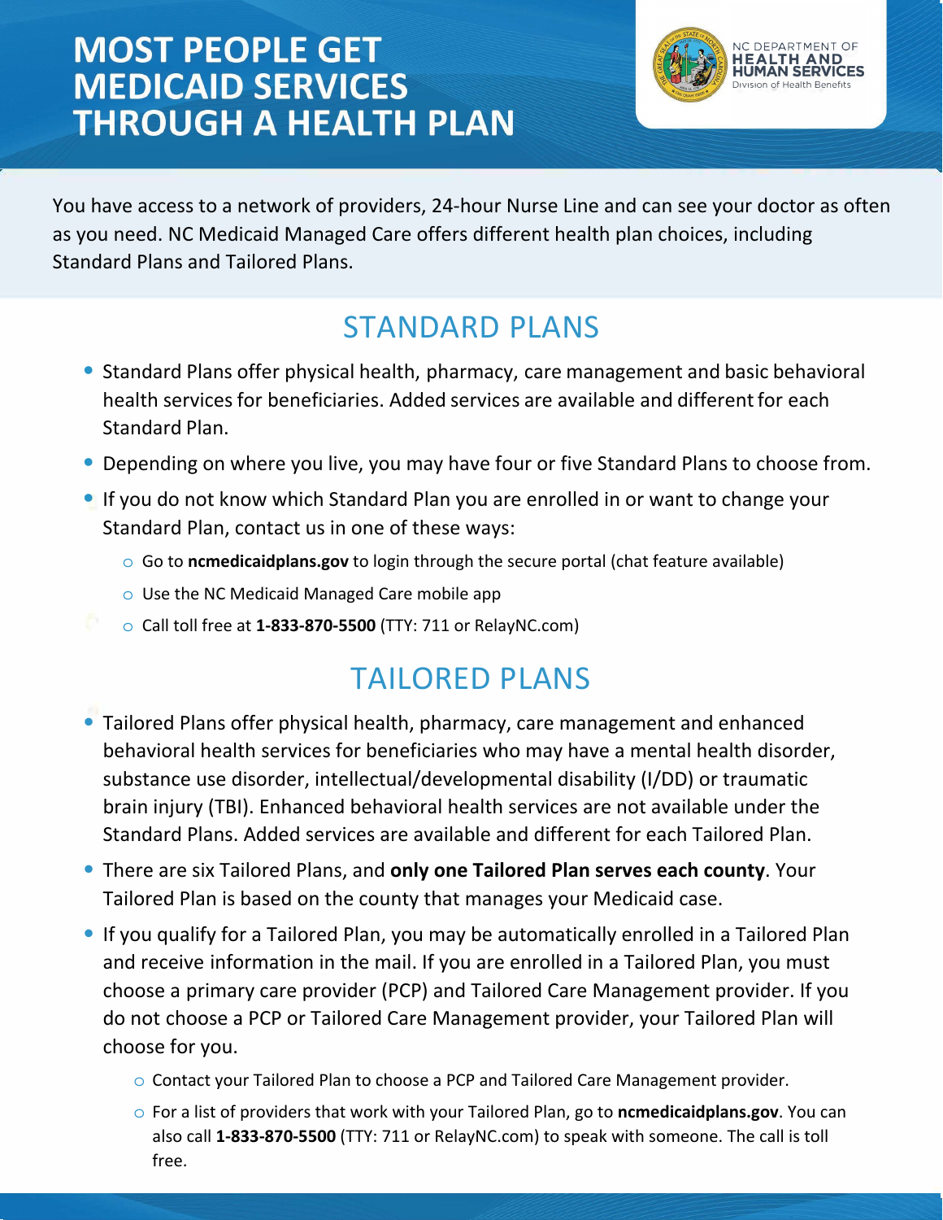# MOST PEOPLE GET MEDICAID SERVICES THROUGH A HEALTH PLAN

NC DEPARTMENT OF HEALTH AND HUMAN SERVICES
Division of Health Benefits

You have access to a network of providers, 24-hour Nurse Line and can see your doctor as often as you need. NC Medicaid Managed Care offers different health plan choices, including Standard Plans and Tailored Plans.

## STANDARD PLANS

- Standard Plans offer physical health, pharmacy, care management and basic behavioral health services for beneficiaries. Added services are available and different for each Standard Plan.
- Depending on where you live, you may have four or five Standard Plans to choose from.
- If you do not know which Standard Plan you are enrolled in or want to change your Standard Plan, contact us in one of these ways:
  - Go to **ncmedicaidplans.gov** to login through the secure portal (chat feature available)
  - Use the NC Medicaid Managed Care mobile app
  - Call toll free at **1-833-870-5500** (TTY: 711 or RelayNC.com)

## TAILORED PLANS

- Tailored Plans offer physical health, pharmacy, care management and enhanced behavioral health services for beneficiaries who may have a mental health disorder, substance use disorder, intellectual/developmental disability (I/DD) or traumatic brain injury (TBI). Enhanced behavioral health services are not available under the Standard Plans. Added services are available and different for each Tailored Plan.
- There are six Tailored Plans, and **only one Tailored Plan serves each county**. Your Tailored Plan is based on the county that manages your Medicaid case.
- If you qualify for a Tailored Plan, you may be automatically enrolled in a Tailored Plan and receive information in the mail. If you are enrolled in a Tailored Plan, you must choose a primary care provider (PCP) and Tailored Care Management provider. If you do not choose a PCP or Tailored Care Management provider, your Tailored Plan will choose for you.
  - Contact your Tailored Plan to choose a PCP and Tailored Care Management provider.
  - For a list of providers that work with your Tailored Plan, go to **ncmedicaidplans.gov**. You can also call **1-833-870-5500** (TTY: 711 or RelayNC.com) to speak with someone. The call is toll free.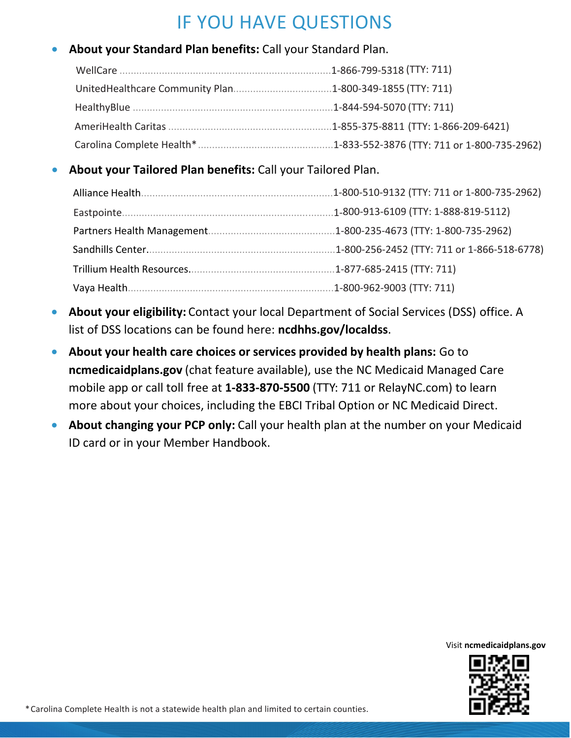# IF YOU HAVE QUESTIONS

- **About your Standard Plan benefits:** Call your Standard Plan.

  WellCare ........................................................................1-866-799-5318 (TTY: 711)
  UnitedHealthcare Community Plan..................................1-800-349-1855 (TTY: 711)
  HealthyBlue .....................................................................1-844-594-5070 (TTY: 711)
  AmeriHealth Caritas ........................................................1-855-375-8811 (TTY: 1-866-209-6421)
  Carolina Complete Health* ...............................................1-833-552-3876 (TTY: 711 or 1-800-735-2962)

- **About your Tailored Plan benefits:** Call your Tailored Plan.

  Alliance Health..................................................................1-800-510-9132 (TTY: 711 or 1-800-735-2962)
  Eastpointe.........................................................................1-800-913-6109 (TTY: 1-888-819-5112)
  Partners Health Management............................................1-800-235-4673 (TTY: 1-800-735-2962)
  Sandhills Center.................................................................1-800-256-2452 (TTY: 711 or 1-866-518-6778)
  Trillium Health Resources..................................................1-877-685-2415 (TTY: 711)
  Vaya Health.......................................................................1-800-962-9003 (TTY: 711)

- **About your eligibility:** Contact your local Department of Social Services (DSS) office. A list of DSS locations can be found here: **ncdhhs.gov/localdss**.
- **About your health care choices or services provided by health plans:** Go to **ncmedicaidplans.gov** (chat feature available), use the NC Medicaid Managed Care mobile app or call toll free at **1-833-870-5500** (TTY: 711 or RelayNC.com) to learn more about your choices, including the EBCI Tribal Option or NC Medicaid Direct.
- **About changing your PCP only:** Call your health plan at the number on your Medicaid ID card or in your Member Handbook.

Visit **ncmedicaidplans.gov**

*Carolina Complete Health is not a statewide health plan and limited to certain counties.